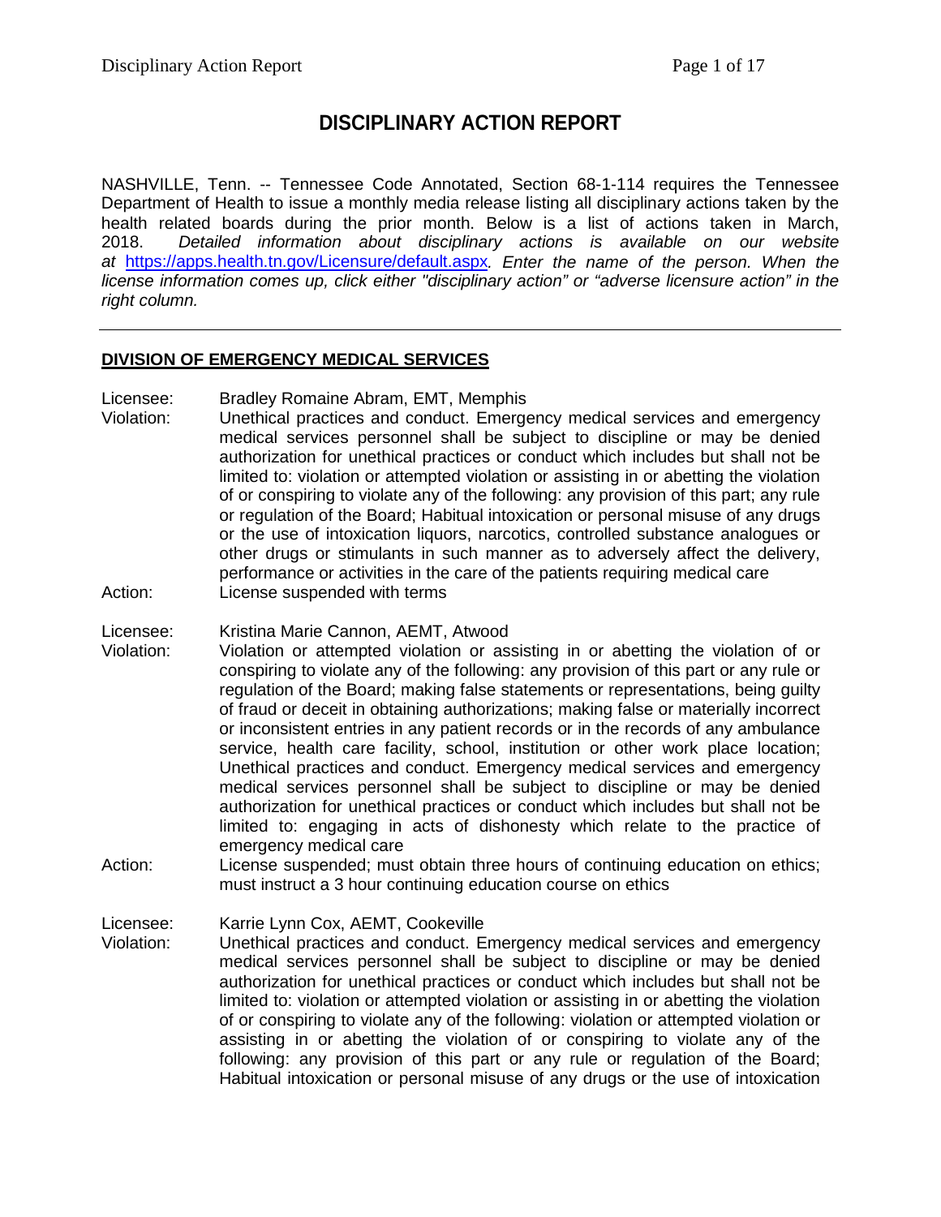# DISCIPLINARY ACTION REPORT

NASHVILLE, Tenn. -- Tennessee Code Annotated, Section 68-1-114 requires the Tennessee Department of Health to issue a monthly media release listing all disciplinary actions taken by the health related boards during the prior month. Below is a list of actions taken in March, 2018. *Detailed information about disciplinary actions is available on our website at* https://apps.health.tn.gov/Licensure/default.aspx*. Enter the name of the person. When the license information comes up, click either "disciplinary action" or "adverse licensure action" in the right column.*

---

## DIVISION OF EMERGENCY MEDICAL SERVICES

Licensee: Bradley Romaine Abram, EMT, Memphis
Violation: Unethical practices and conduct. Emergency medical services and emergency medical services personnel shall be subject to discipline or may be denied authorization for unethical practices or conduct which includes but shall not be limited to: violation or attempted violation or assisting in or abetting the violation of or conspiring to violate any of the following: any provision of this part; any rule or regulation of the Board; Habitual intoxication or personal misuse of any drugs or the use of intoxication liquors, narcotics, controlled substance analogues or other drugs or stimulants in such manner as to adversely affect the delivery, performance or activities in the care of the patients requiring medical care
Action: License suspended with terms

Licensee: Kristina Marie Cannon, AEMT, Atwood
Violation: Violation or attempted violation or assisting in or abetting the violation of or conspiring to violate any of the following: any provision of this part or any rule or regulation of the Board; making false statements or representations, being guilty of fraud or deceit in obtaining authorizations; making false or materially incorrect or inconsistent entries in any patient records or in the records of any ambulance service, health care facility, school, institution or other work place location; Unethical practices and conduct. Emergency medical services and emergency medical services personnel shall be subject to discipline or may be denied authorization for unethical practices or conduct which includes but shall not be limited to: engaging in acts of dishonesty which relate to the practice of emergency medical care
Action: License suspended; must obtain three hours of continuing education on ethics; must instruct a 3 hour continuing education course on ethics

Licensee: Karrie Lynn Cox, AEMT, Cookeville
Violation: Unethical practices and conduct. Emergency medical services and emergency medical services personnel shall be subject to discipline or may be denied authorization for unethical practices or conduct which includes but shall not be limited to: violation or attempted violation or assisting in or abetting the violation of or conspiring to violate any of the following: violation or attempted violation or assisting in or abetting the violation of or conspiring to violate any of the following: any provision of this part or any rule or regulation of the Board; Habitual intoxication or personal misuse of any drugs or the use of intoxication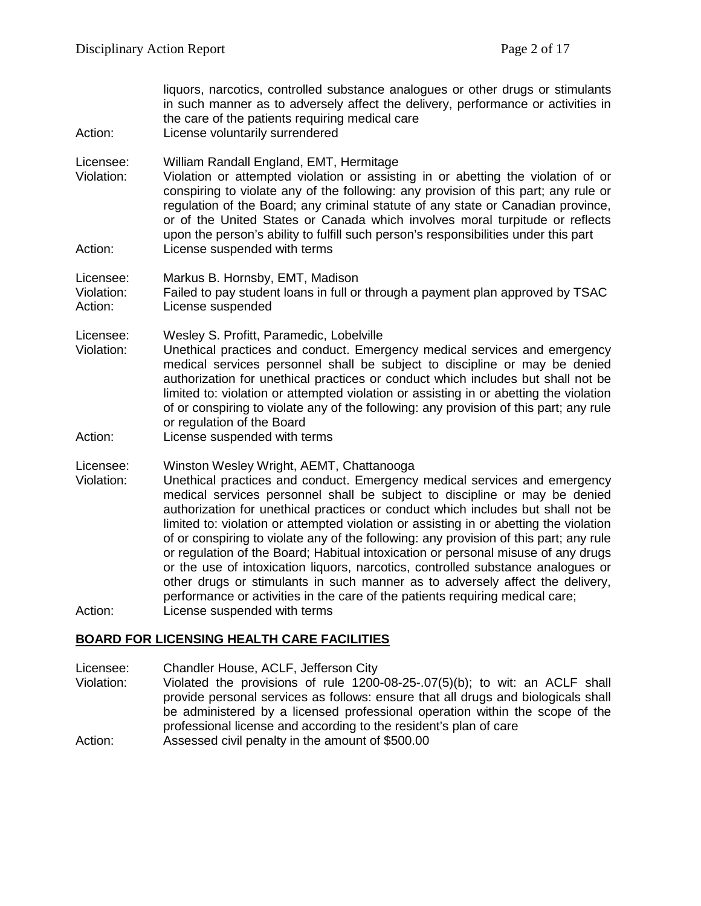liquors, narcotics, controlled substance analogues or other drugs or stimulants in such manner as to adversely affect the delivery, performance or activities in the care of the patients requiring medical care

Action: License voluntarily surrendered

Licensee: William Randall England, EMT, Hermitage
Violation: Violation or attempted violation or assisting in or abetting the violation of or conspiring to violate any of the following: any provision of this part; any rule or regulation of the Board; any criminal statute of any state or Canadian province, or of the United States or Canada which involves moral turpitude or reflects upon the person's ability to fulfill such person's responsibilities under this part
Action: License suspended with terms

Licensee: Markus B. Hornsby, EMT, Madison
Violation: Failed to pay student loans in full or through a payment plan approved by TSAC
Action: License suspended

Licensee: Wesley S. Profitt, Paramedic, Lobelville
Violation: Unethical practices and conduct. Emergency medical services and emergency medical services personnel shall be subject to discipline or may be denied authorization for unethical practices or conduct which includes but shall not be limited to: violation or attempted violation or assisting in or abetting the violation of or conspiring to violate any of the following: any provision of this part; any rule or regulation of the Board
Action: License suspended with terms

Licensee: Winston Wesley Wright, AEMT, Chattanooga
Violation: Unethical practices and conduct. Emergency medical services and emergency medical services personnel shall be subject to discipline or may be denied authorization for unethical practices or conduct which includes but shall not be limited to: violation or attempted violation or assisting in or abetting the violation of or conspiring to violate any of the following: any provision of this part; any rule or regulation of the Board; Habitual intoxication or personal misuse of any drugs or the use of intoxication liquors, narcotics, controlled substance analogues or other drugs or stimulants in such manner as to adversely affect the delivery, performance or activities in the care of the patients requiring medical care;
Action: License suspended with terms

## BOARD FOR LICENSING HEALTH CARE FACILITIES

Licensee: Chandler House, ACLF, Jefferson City
Violation: Violated the provisions of rule 1200-08-25-.07(5)(b); to wit: an ACLF shall provide personal services as follows: ensure that all drugs and biologicals shall be administered by a licensed professional operation within the scope of the professional license and according to the resident's plan of care
Action: Assessed civil penalty in the amount of $500.00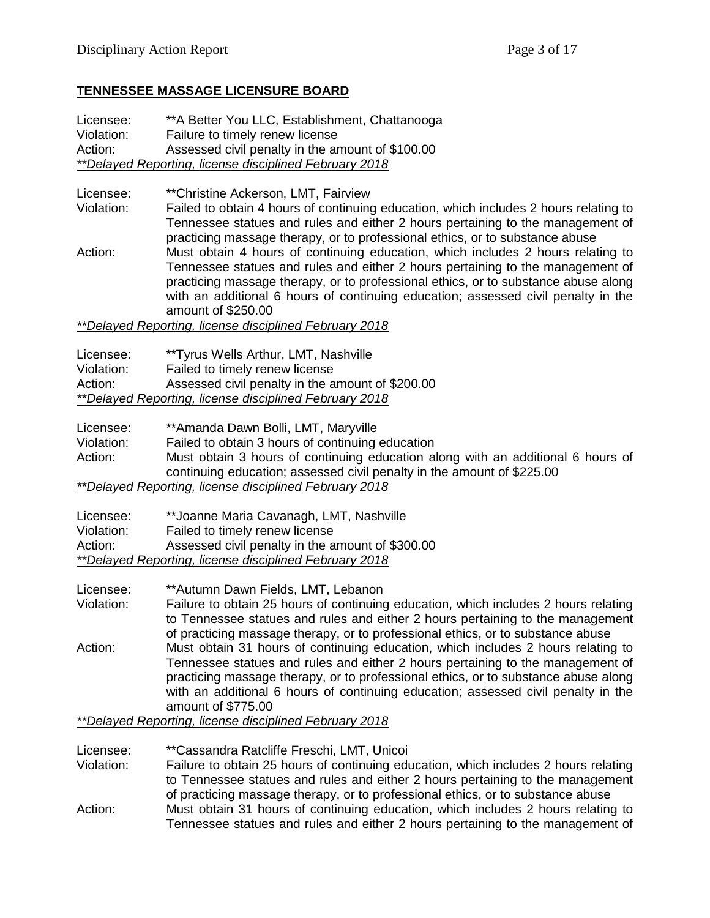## TENNESSEE MASSAGE LICENSURE BOARD

Licensee: **A Better You LLC, Establishment, Chattanooga
Violation: Failure to timely renew license
Action: Assessed civil penalty in the amount of $100.00
*<u>**Delayed Reporting, license disciplined February 2018</u>*

Licensee: **Christine Ackerson, LMT, Fairview
Violation: Failed to obtain 4 hours of continuing education, which includes 2 hours relating to Tennessee statues and rules and either 2 hours pertaining to the management of practicing massage therapy, or to professional ethics, or to substance abuse
Action: Must obtain 4 hours of continuing education, which includes 2 hours relating to Tennessee statues and rules and either 2 hours pertaining to the management of practicing massage therapy, or to professional ethics, or to substance abuse along with an additional 6 hours of continuing education; assessed civil penalty in the amount of $250.00
*<u>**Delayed Reporting, license disciplined February 2018</u>*

Licensee: **Tyrus Wells Arthur, LMT, Nashville
Violation: Failed to timely renew license
Action: Assessed civil penalty in the amount of $200.00
*<u>**Delayed Reporting, license disciplined February 2018</u>*

Licensee: **Amanda Dawn Bolli, LMT, Maryville
Violation: Failed to obtain 3 hours of continuing education
Action: Must obtain 3 hours of continuing education along with an additional 6 hours of continuing education; assessed civil penalty in the amount of $225.00
*<u>**Delayed Reporting, license disciplined February 2018</u>*

Licensee: **Joanne Maria Cavanagh, LMT, Nashville
Violation: Failed to timely renew license
Action: Assessed civil penalty in the amount of $300.00
*<u>**Delayed Reporting, license disciplined February 2018</u>*

Licensee: **Autumn Dawn Fields, LMT, Lebanon
Violation: Failure to obtain 25 hours of continuing education, which includes 2 hours relating to Tennessee statues and rules and either 2 hours pertaining to the management of practicing massage therapy, or to professional ethics, or to substance abuse
Action: Must obtain 31 hours of continuing education, which includes 2 hours relating to Tennessee statues and rules and either 2 hours pertaining to the management of practicing massage therapy, or to professional ethics, or to substance abuse along with an additional 6 hours of continuing education; assessed civil penalty in the amount of $775.00
*<u>**Delayed Reporting, license disciplined February 2018</u>*

Licensee: **Cassandra Ratcliffe Freschi, LMT, Unicoi
Violation: Failure to obtain 25 hours of continuing education, which includes 2 hours relating to Tennessee statues and rules and either 2 hours pertaining to the management of practicing massage therapy, or to professional ethics, or to substance abuse
Action: Must obtain 31 hours of continuing education, which includes 2 hours relating to Tennessee statues and rules and either 2 hours pertaining to the management of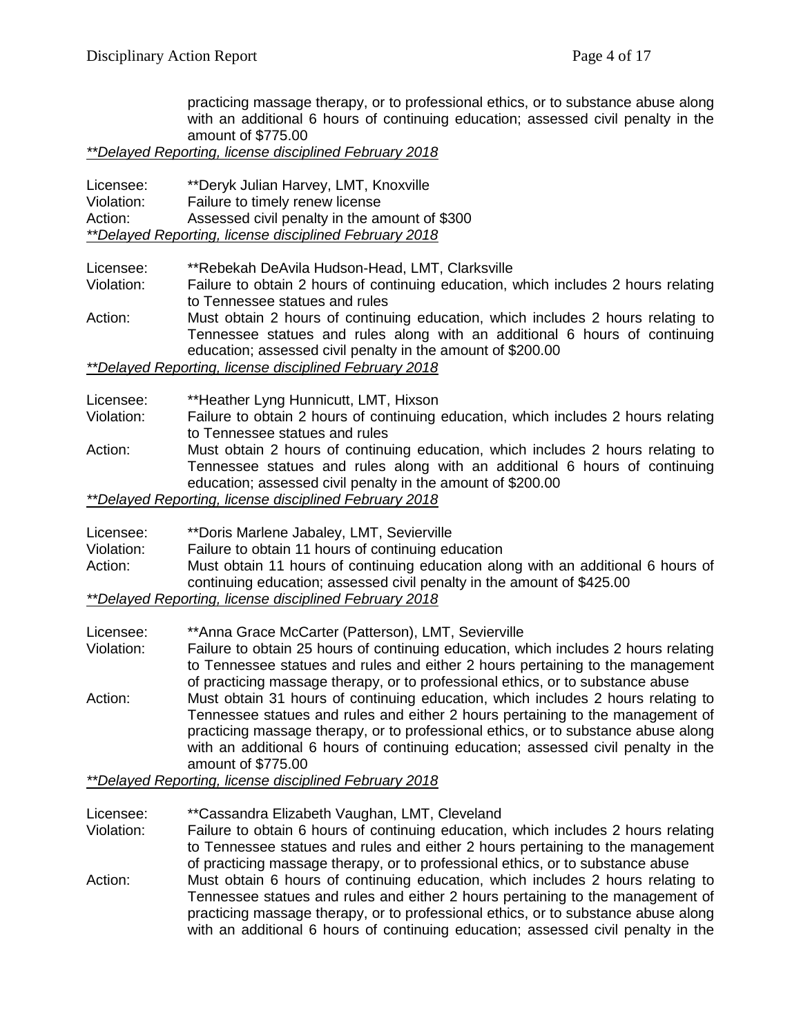practicing massage therapy, or to professional ethics, or to substance abuse along with an additional 6 hours of continuing education; assessed civil penalty in the amount of $775.00

*\*\*Delayed Reporting, license disciplined February 2018*

Licensee: **Deryk Julian Harvey, LMT, Knoxville
Violation: Failure to timely renew license
Action: Assessed civil penalty in the amount of $300
*\*\*Delayed Reporting, license disciplined February 2018*

Licensee: **Rebekah DeAvila Hudson-Head, LMT, Clarksville
Violation: Failure to obtain 2 hours of continuing education, which includes 2 hours relating to Tennessee statues and rules
Action: Must obtain 2 hours of continuing education, which includes 2 hours relating to Tennessee statues and rules along with an additional 6 hours of continuing education; assessed civil penalty in the amount of $200.00
*\*\*Delayed Reporting, license disciplined February 2018*

Licensee: **Heather Lyng Hunnicutt, LMT, Hixson
Violation: Failure to obtain 2 hours of continuing education, which includes 2 hours relating to Tennessee statues and rules
Action: Must obtain 2 hours of continuing education, which includes 2 hours relating to Tennessee statues and rules along with an additional 6 hours of continuing education; assessed civil penalty in the amount of $200.00
*\*\*Delayed Reporting, license disciplined February 2018*

Licensee: **Doris Marlene Jabaley, LMT, Sevierville
Violation: Failure to obtain 11 hours of continuing education
Action: Must obtain 11 hours of continuing education along with an additional 6 hours of continuing education; assessed civil penalty in the amount of $425.00
*\*\*Delayed Reporting, license disciplined February 2018*

Licensee: **Anna Grace McCarter (Patterson), LMT, Sevierville
Violation: Failure to obtain 25 hours of continuing education, which includes 2 hours relating to Tennessee statues and rules and either 2 hours pertaining to the management of practicing massage therapy, or to professional ethics, or to substance abuse
Action: Must obtain 31 hours of continuing education, which includes 2 hours relating to Tennessee statues and rules and either 2 hours pertaining to the management of practicing massage therapy, or to professional ethics, or to substance abuse along with an additional 6 hours of continuing education; assessed civil penalty in the amount of $775.00
*\*\*Delayed Reporting, license disciplined February 2018*

Licensee: **Cassandra Elizabeth Vaughan, LMT, Cleveland
Violation: Failure to obtain 6 hours of continuing education, which includes 2 hours relating to Tennessee statues and rules and either 2 hours pertaining to the management of practicing massage therapy, or to professional ethics, or to substance abuse
Action: Must obtain 6 hours of continuing education, which includes 2 hours relating to Tennessee statues and rules and either 2 hours pertaining to the management of practicing massage therapy, or to professional ethics, or to substance abuse along with an additional 6 hours of continuing education; assessed civil penalty in the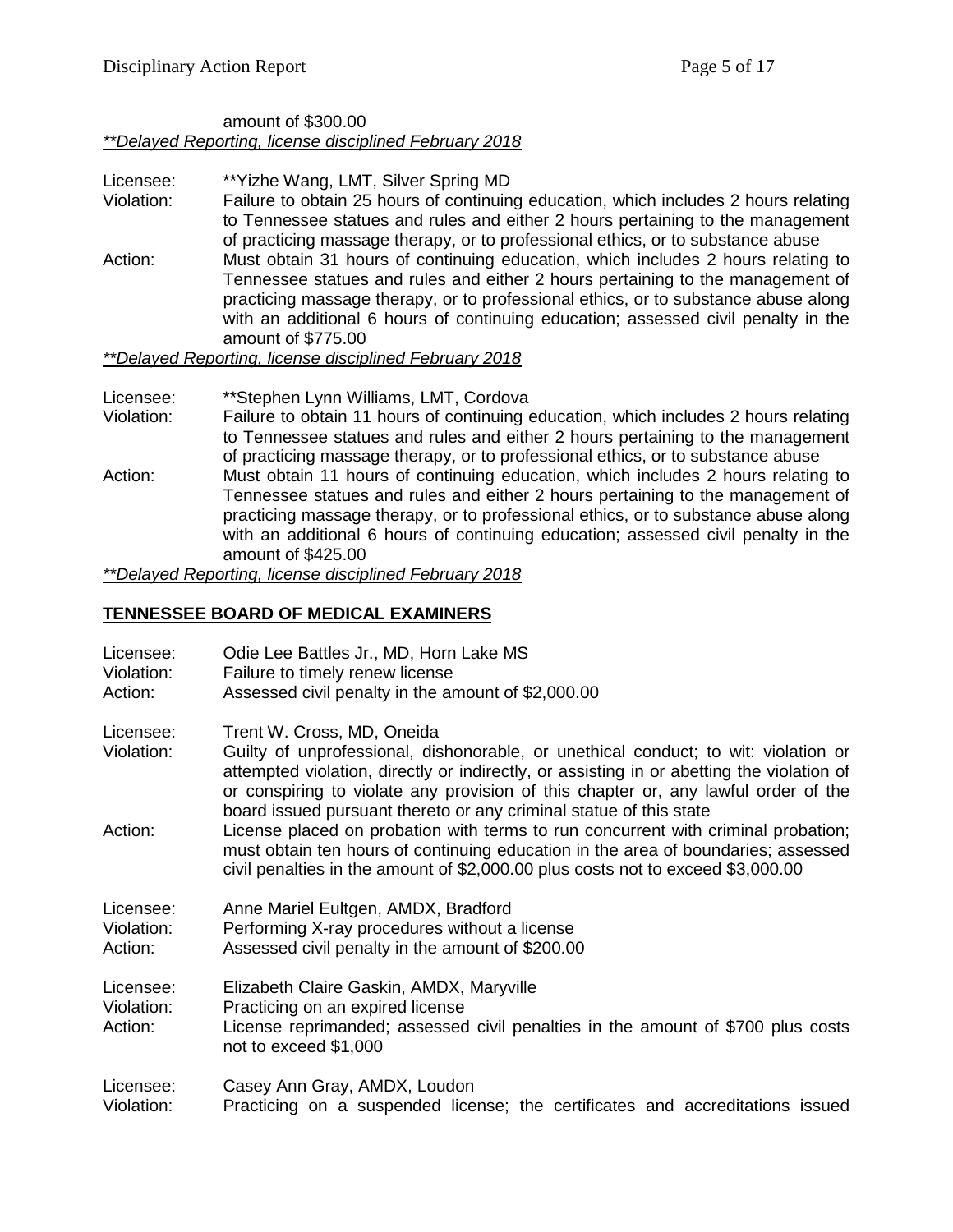amount of $300.00
*\*\*Delayed Reporting, license disciplined February 2018*

Licensee: \*\*Yizhe Wang, LMT, Silver Spring MD
Violation: Failure to obtain 25 hours of continuing education, which includes 2 hours relating to Tennessee statues and rules and either 2 hours pertaining to the management of practicing massage therapy, or to professional ethics, or to substance abuse
Action: Must obtain 31 hours of continuing education, which includes 2 hours relating to Tennessee statues and rules and either 2 hours pertaining to the management of practicing massage therapy, or to professional ethics, or to substance abuse along with an additional 6 hours of continuing education; assessed civil penalty in the amount of $775.00
*\*\*Delayed Reporting, license disciplined February 2018*

Licensee: \*\*Stephen Lynn Williams, LMT, Cordova
Violation: Failure to obtain 11 hours of continuing education, which includes 2 hours relating to Tennessee statues and rules and either 2 hours pertaining to the management of practicing massage therapy, or to professional ethics, or to substance abuse
Action: Must obtain 11 hours of continuing education, which includes 2 hours relating to Tennessee statues and rules and either 2 hours pertaining to the management of practicing massage therapy, or to professional ethics, or to substance abuse along with an additional 6 hours of continuing education; assessed civil penalty in the amount of $425.00
*\*\*Delayed Reporting, license disciplined February 2018*

## TENNESSEE BOARD OF MEDICAL EXAMINERS

Licensee: Odie Lee Battles Jr., MD, Horn Lake MS
Violation: Failure to timely renew license
Action: Assessed civil penalty in the amount of $2,000.00

Licensee: Trent W. Cross, MD, Oneida
Violation: Guilty of unprofessional, dishonorable, or unethical conduct; to wit: violation or attempted violation, directly or indirectly, or assisting in or abetting the violation of or conspiring to violate any provision of this chapter or, any lawful order of the board issued pursuant thereto or any criminal statue of this state
Action: License placed on probation with terms to run concurrent with criminal probation; must obtain ten hours of continuing education in the area of boundaries; assessed civil penalties in the amount of $2,000.00 plus costs not to exceed $3,000.00

Licensee: Anne Mariel Eultgen, AMDX, Bradford
Violation: Performing X-ray procedures without a license
Action: Assessed civil penalty in the amount of $200.00

Licensee: Elizabeth Claire Gaskin, AMDX, Maryville
Violation: Practicing on an expired license
Action: License reprimanded; assessed civil penalties in the amount of $700 plus costs not to exceed $1,000

Licensee: Casey Ann Gray, AMDX, Loudon
Violation: Practicing on a suspended license; the certificates and accreditations issued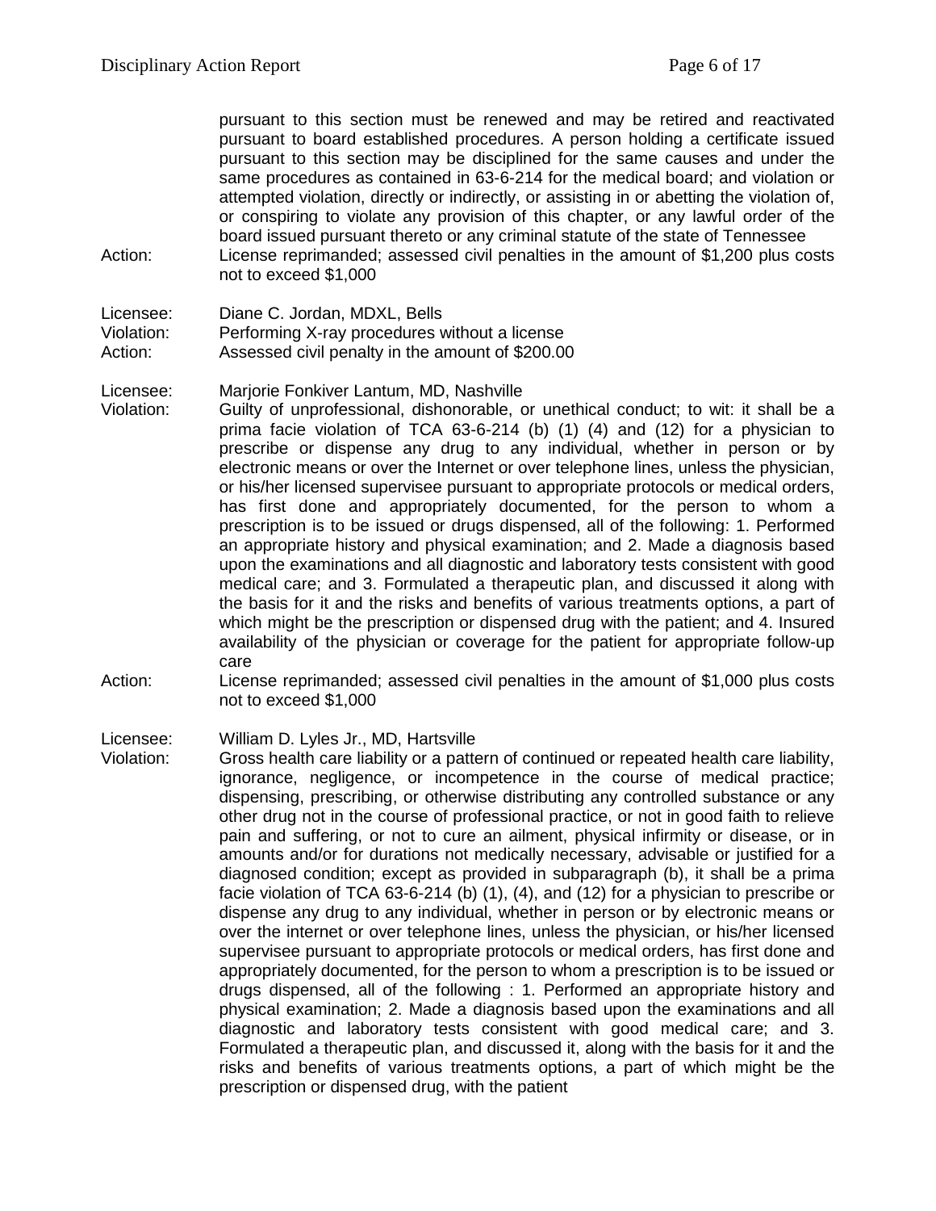pursuant to this section must be renewed and may be retired and reactivated pursuant to board established procedures. A person holding a certificate issued pursuant to this section may be disciplined for the same causes and under the same procedures as contained in 63-6-214 for the medical board; and violation or attempted violation, directly or indirectly, or assisting in or abetting the violation of, or conspiring to violate any provision of this chapter, or any lawful order of the board issued pursuant thereto or any criminal statute of the state of Tennessee

Action: License reprimanded; assessed civil penalties in the amount of $1,200 plus costs not to exceed $1,000

Licensee: Diane C. Jordan, MDXL, Bells
Violation: Performing X-ray procedures without a license
Action: Assessed civil penalty in the amount of $200.00

Licensee: Marjorie Fonkiver Lantum, MD, Nashville
Violation: Guilty of unprofessional, dishonorable, or unethical conduct; to wit: it shall be a prima facie violation of TCA 63-6-214 (b) (1) (4) and (12) for a physician to prescribe or dispense any drug to any individual, whether in person or by electronic means or over the Internet or over telephone lines, unless the physician, or his/her licensed supervisee pursuant to appropriate protocols or medical orders, has first done and appropriately documented, for the person to whom a prescription is to be issued or drugs dispensed, all of the following: 1. Performed an appropriate history and physical examination; and 2. Made a diagnosis based upon the examinations and all diagnostic and laboratory tests consistent with good medical care; and 3. Formulated a therapeutic plan, and discussed it along with the basis for it and the risks and benefits of various treatments options, a part of which might be the prescription or dispensed drug with the patient; and 4. Insured availability of the physician or coverage for the patient for appropriate follow-up care
Action: License reprimanded; assessed civil penalties in the amount of $1,000 plus costs not to exceed $1,000

Licensee: William D. Lyles Jr., MD, Hartsville
Violation: Gross health care liability or a pattern of continued or repeated health care liability, ignorance, negligence, or incompetence in the course of medical practice; dispensing, prescribing, or otherwise distributing any controlled substance or any other drug not in the course of professional practice, or not in good faith to relieve pain and suffering, or not to cure an ailment, physical infirmity or disease, or in amounts and/or for durations not medically necessary, advisable or justified for a diagnosed condition; except as provided in subparagraph (b), it shall be a prima facie violation of TCA 63-6-214 (b) (1), (4), and (12) for a physician to prescribe or dispense any drug to any individual, whether in person or by electronic means or over the internet or over telephone lines, unless the physician, or his/her licensed supervisee pursuant to appropriate protocols or medical orders, has first done and appropriately documented, for the person to whom a prescription is to be issued or drugs dispensed, all of the following : 1. Performed an appropriate history and physical examination; 2. Made a diagnosis based upon the examinations and all diagnostic and laboratory tests consistent with good medical care; and 3. Formulated a therapeutic plan, and discussed it, along with the basis for it and the risks and benefits of various treatments options, a part of which might be the prescription or dispensed drug, with the patient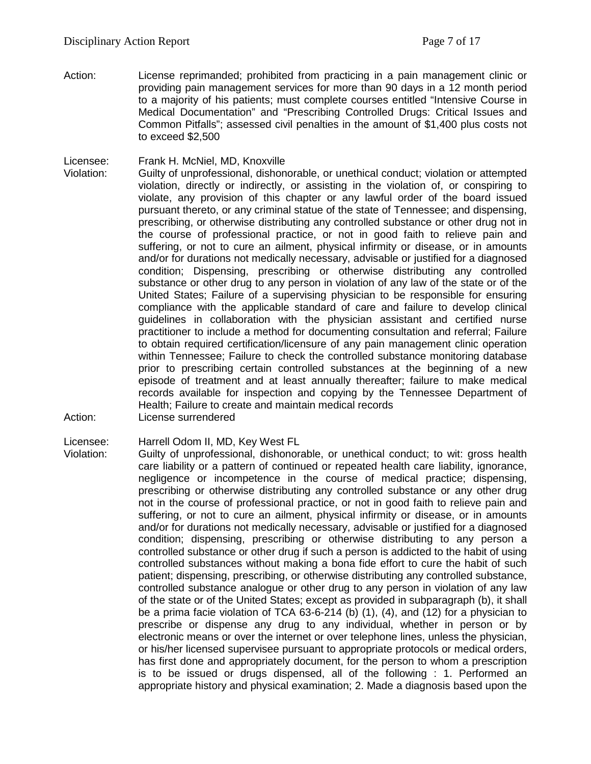Action: License reprimanded; prohibited from practicing in a pain management clinic or providing pain management services for more than 90 days in a 12 month period to a majority of his patients; must complete courses entitled "Intensive Course in Medical Documentation" and "Prescribing Controlled Drugs: Critical Issues and Common Pitfalls"; assessed civil penalties in the amount of $1,400 plus costs not to exceed $2,500

Licensee: Frank H. McNiel, MD, Knoxville

Violation: Guilty of unprofessional, dishonorable, or unethical conduct; violation or attempted violation, directly or indirectly, or assisting in the violation of, or conspiring to violate, any provision of this chapter or any lawful order of the board issued pursuant thereto, or any criminal statue of the state of Tennessee; and dispensing, prescribing, or otherwise distributing any controlled substance or other drug not in the course of professional practice, or not in good faith to relieve pain and suffering, or not to cure an ailment, physical infirmity or disease, or in amounts and/or for durations not medically necessary, advisable or justified for a diagnosed condition; Dispensing, prescribing or otherwise distributing any controlled substance or other drug to any person in violation of any law of the state or of the United States; Failure of a supervising physician to be responsible for ensuring compliance with the applicable standard of care and failure to develop clinical guidelines in collaboration with the physician assistant and certified nurse practitioner to include a method for documenting consultation and referral; Failure to obtain required certification/licensure of any pain management clinic operation within Tennessee; Failure to check the controlled substance monitoring database prior to prescribing certain controlled substances at the beginning of a new episode of treatment and at least annually thereafter; failure to make medical records available for inspection and copying by the Tennessee Department of Health; Failure to create and maintain medical records

Action: License surrendered

Licensee: Harrell Odom II, MD, Key West FL

Violation: Guilty of unprofessional, dishonorable, or unethical conduct; to wit: gross health care liability or a pattern of continued or repeated health care liability, ignorance, negligence or incompetence in the course of medical practice; dispensing, prescribing or otherwise distributing any controlled substance or any other drug not in the course of professional practice, or not in good faith to relieve pain and suffering, or not to cure an ailment, physical infirmity or disease, or in amounts and/or for durations not medically necessary, advisable or justified for a diagnosed condition; dispensing, prescribing or otherwise distributing to any person a controlled substance or other drug if such a person is addicted to the habit of using controlled substances without making a bona fide effort to cure the habit of such patient; dispensing, prescribing, or otherwise distributing any controlled substance, controlled substance analogue or other drug to any person in violation of any law of the state or of the United States; except as provided in subparagraph (b), it shall be a prima facie violation of TCA 63-6-214 (b) (1), (4), and (12) for a physician to prescribe or dispense any drug to any individual, whether in person or by electronic means or over the internet or over telephone lines, unless the physician, or his/her licensed supervisee pursuant to appropriate protocols or medical orders, has first done and appropriately document, for the person to whom a prescription is to be issued or drugs dispensed, all of the following : 1. Performed an appropriate history and physical examination; 2. Made a diagnosis based upon the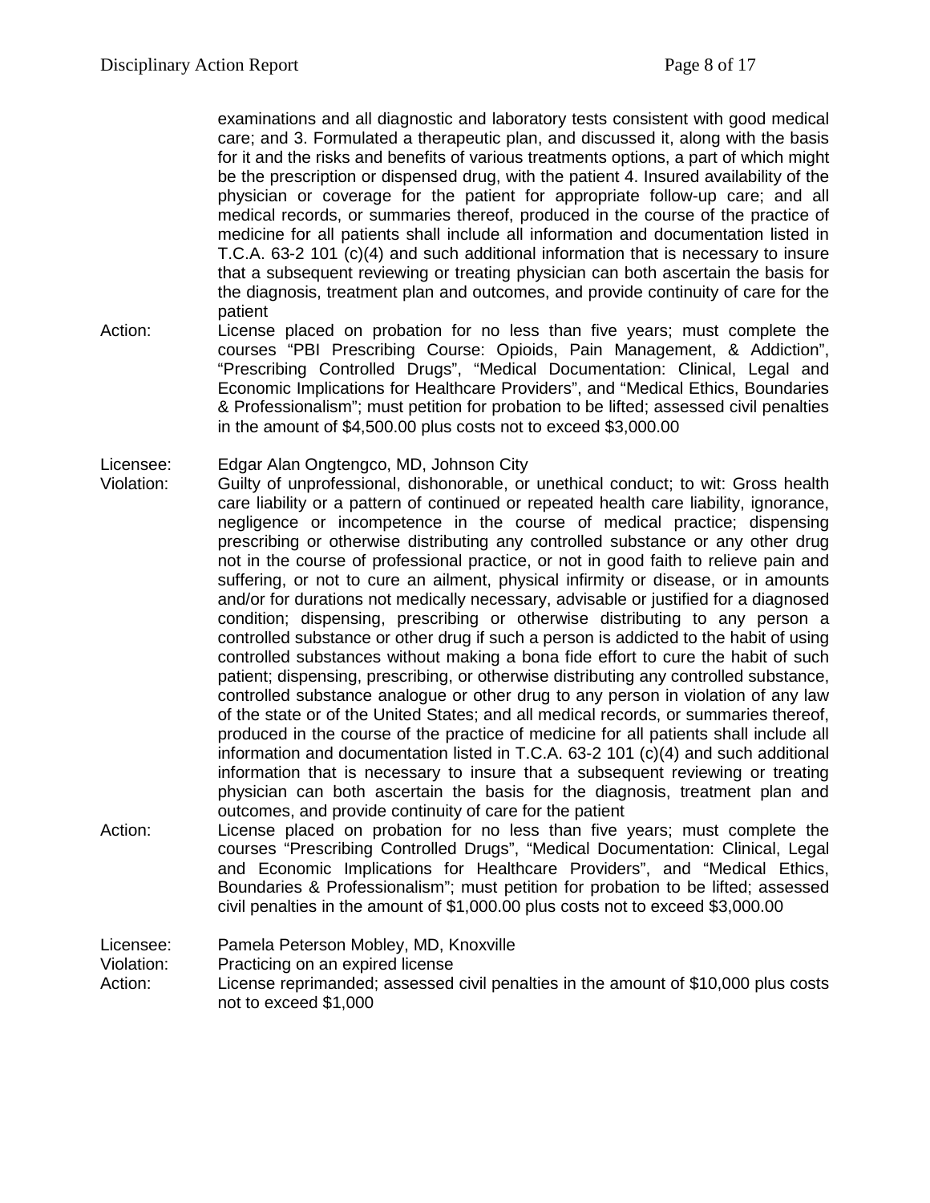examinations and all diagnostic and laboratory tests consistent with good medical care; and 3. Formulated a therapeutic plan, and discussed it, along with the basis for it and the risks and benefits of various treatments options, a part of which might be the prescription or dispensed drug, with the patient 4. Insured availability of the physician or coverage for the patient for appropriate follow-up care; and all medical records, or summaries thereof, produced in the course of the practice of medicine for all patients shall include all information and documentation listed in T.C.A. 63-2 101 (c)(4) and such additional information that is necessary to insure that a subsequent reviewing or treating physician can both ascertain the basis for the diagnosis, treatment plan and outcomes, and provide continuity of care for the patient

Action: License placed on probation for no less than five years; must complete the courses "PBI Prescribing Course: Opioids, Pain Management, & Addiction", "Prescribing Controlled Drugs", "Medical Documentation: Clinical, Legal and Economic Implications for Healthcare Providers", and "Medical Ethics, Boundaries & Professionalism"; must petition for probation to be lifted; assessed civil penalties in the amount of $4,500.00 plus costs not to exceed $3,000.00

Licensee: Edgar Alan Ongtengco, MD, Johnson City

Violation: Guilty of unprofessional, dishonorable, or unethical conduct; to wit: Gross health care liability or a pattern of continued or repeated health care liability, ignorance, negligence or incompetence in the course of medical practice; dispensing prescribing or otherwise distributing any controlled substance or any other drug not in the course of professional practice, or not in good faith to relieve pain and suffering, or not to cure an ailment, physical infirmity or disease, or in amounts and/or for durations not medically necessary, advisable or justified for a diagnosed condition; dispensing, prescribing or otherwise distributing to any person a controlled substance or other drug if such a person is addicted to the habit of using controlled substances without making a bona fide effort to cure the habit of such patient; dispensing, prescribing, or otherwise distributing any controlled substance, controlled substance analogue or other drug to any person in violation of any law of the state or of the United States; and all medical records, or summaries thereof, produced in the course of the practice of medicine for all patients shall include all information and documentation listed in T.C.A. 63-2 101 (c)(4) and such additional information that is necessary to insure that a subsequent reviewing or treating physician can both ascertain the basis for the diagnosis, treatment plan and outcomes, and provide continuity of care for the patient

Action: License placed on probation for no less than five years; must complete the courses "Prescribing Controlled Drugs", "Medical Documentation: Clinical, Legal and Economic Implications for Healthcare Providers", and "Medical Ethics, Boundaries & Professionalism"; must petition for probation to be lifted; assessed civil penalties in the amount of $1,000.00 plus costs not to exceed $3,000.00

Licensee: Pamela Peterson Mobley, MD, Knoxville

Violation: Practicing on an expired license

Action: License reprimanded; assessed civil penalties in the amount of $10,000 plus costs not to exceed $1,000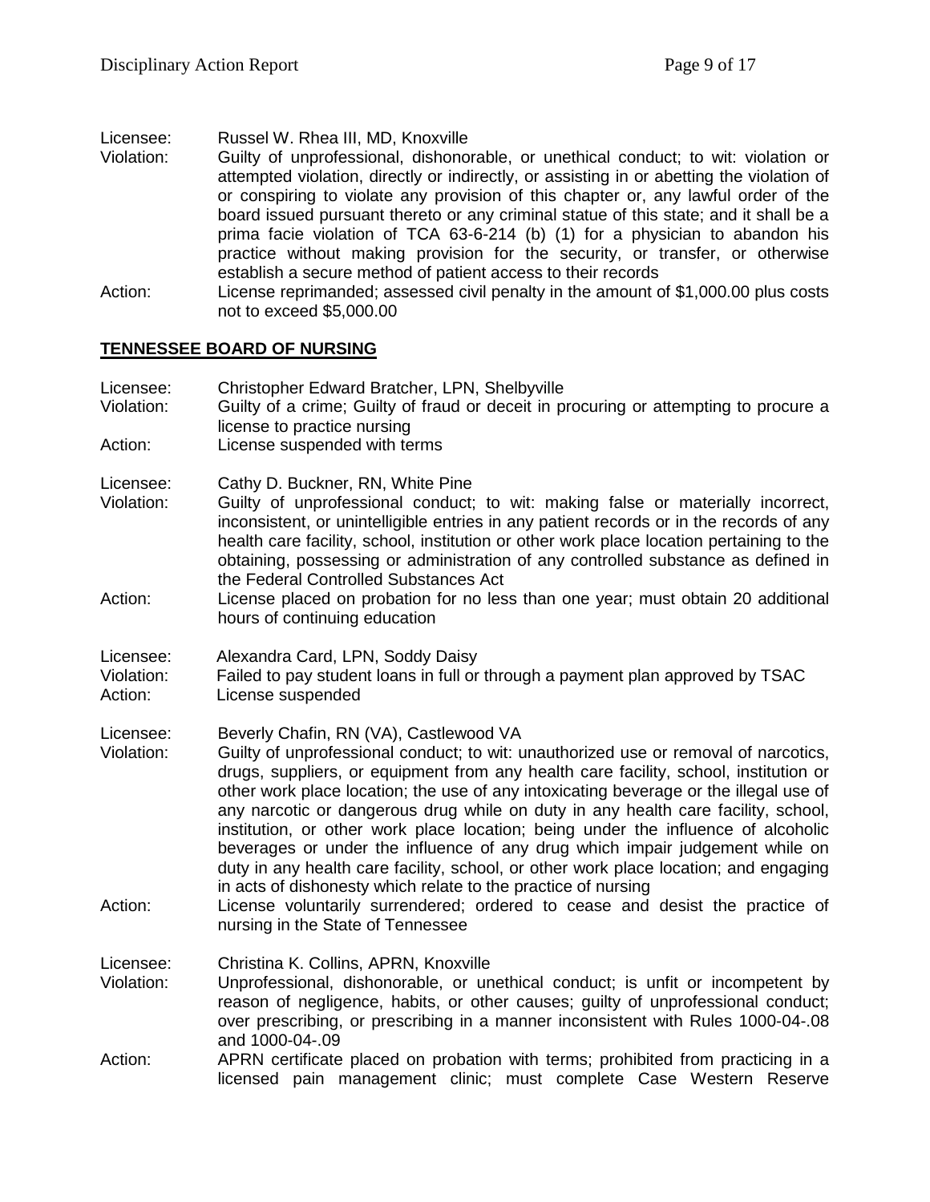Licensee: Russel W. Rhea III, MD, Knoxville
Violation: Guilty of unprofessional, dishonorable, or unethical conduct; to wit: violation or attempted violation, directly or indirectly, or assisting in or abetting the violation of or conspiring to violate any provision of this chapter or, any lawful order of the board issued pursuant thereto or any criminal statue of this state; and it shall be a prima facie violation of TCA 63-6-214 (b) (1) for a physician to abandon his practice without making provision for the security, or transfer, or otherwise establish a secure method of patient access to their records
Action: License reprimanded; assessed civil penalty in the amount of $1,000.00 plus costs not to exceed $5,000.00

## TENNESSEE BOARD OF NURSING

Licensee: Christopher Edward Bratcher, LPN, Shelbyville
Violation: Guilty of a crime; Guilty of fraud or deceit in procuring or attempting to procure a license to practice nursing
Action: License suspended with terms

Licensee: Cathy D. Buckner, RN, White Pine
Violation: Guilty of unprofessional conduct; to wit: making false or materially incorrect, inconsistent, or unintelligible entries in any patient records or in the records of any health care facility, school, institution or other work place location pertaining to the obtaining, possessing or administration of any controlled substance as defined in the Federal Controlled Substances Act
Action: License placed on probation for no less than one year; must obtain 20 additional hours of continuing education

Licensee: Alexandra Card, LPN, Soddy Daisy
Violation: Failed to pay student loans in full or through a payment plan approved by TSAC
Action: License suspended

Licensee: Beverly Chafin, RN (VA), Castlewood VA
Violation: Guilty of unprofessional conduct; to wit: unauthorized use or removal of narcotics, drugs, suppliers, or equipment from any health care facility, school, institution or other work place location; the use of any intoxicating beverage or the illegal use of any narcotic or dangerous drug while on duty in any health care facility, school, institution, or other work place location; being under the influence of alcoholic beverages or under the influence of any drug which impair judgement while on duty in any health care facility, school, or other work place location; and engaging in acts of dishonesty which relate to the practice of nursing
Action: License voluntarily surrendered; ordered to cease and desist the practice of nursing in the State of Tennessee

Licensee: Christina K. Collins, APRN, Knoxville
Violation: Unprofessional, dishonorable, or unethical conduct; is unfit or incompetent by reason of negligence, habits, or other causes; guilty of unprofessional conduct; over prescribing, or prescribing in a manner inconsistent with Rules 1000-04-.08 and 1000-04-.09
Action: APRN certificate placed on probation with terms; prohibited from practicing in a licensed pain management clinic; must complete Case Western Reserve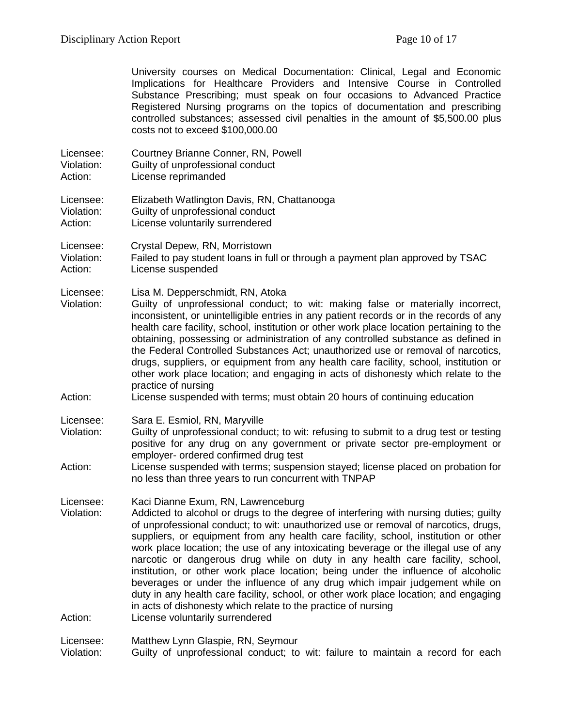University courses on Medical Documentation: Clinical, Legal and Economic Implications for Healthcare Providers and Intensive Course in Controlled Substance Prescribing; must speak on four occasions to Advanced Practice Registered Nursing programs on the topics of documentation and prescribing controlled substances; assessed civil penalties in the amount of $5,500.00 plus costs not to exceed $100,000.00

Licensee: Courtney Brianne Conner, RN, Powell
Violation: Guilty of unprofessional conduct
Action: License reprimanded

Licensee: Elizabeth Watlington Davis, RN, Chattanooga
Violation: Guilty of unprofessional conduct
Action: License voluntarily surrendered

Licensee: Crystal Depew, RN, Morristown
Violation: Failed to pay student loans in full or through a payment plan approved by TSAC
Action: License suspended

Licensee: Lisa M. Depperschmidt, RN, Atoka
Violation: Guilty of unprofessional conduct; to wit: making false or materially incorrect, inconsistent, or unintelligible entries in any patient records or in the records of any health care facility, school, institution or other work place location pertaining to the obtaining, possessing or administration of any controlled substance as defined in the Federal Controlled Substances Act; unauthorized use or removal of narcotics, drugs, suppliers, or equipment from any health care facility, school, institution or other work place location; and engaging in acts of dishonesty which relate to the practice of nursing
Action: License suspended with terms; must obtain 20 hours of continuing education

Licensee: Sara E. Esmiol, RN, Maryville
Violation: Guilty of unprofessional conduct; to wit: refusing to submit to a drug test or testing positive for any drug on any government or private sector pre-employment or employer- ordered confirmed drug test
Action: License suspended with terms; suspension stayed; license placed on probation for no less than three years to run concurrent with TNPAP

Licensee: Kaci Dianne Exum, RN, Lawrenceburg
Violation: Addicted to alcohol or drugs to the degree of interfering with nursing duties; guilty of unprofessional conduct; to wit: unauthorized use or removal of narcotics, drugs, suppliers, or equipment from any health care facility, school, institution or other work place location; the use of any intoxicating beverage or the illegal use of any narcotic or dangerous drug while on duty in any health care facility, school, institution, or other work place location; being under the influence of alcoholic beverages or under the influence of any drug which impair judgement while on duty in any health care facility, school, or other work place location; and engaging in acts of dishonesty which relate to the practice of nursing
Action: License voluntarily surrendered

Licensee: Matthew Lynn Glaspie, RN, Seymour
Violation: Guilty of unprofessional conduct; to wit: failure to maintain a record for each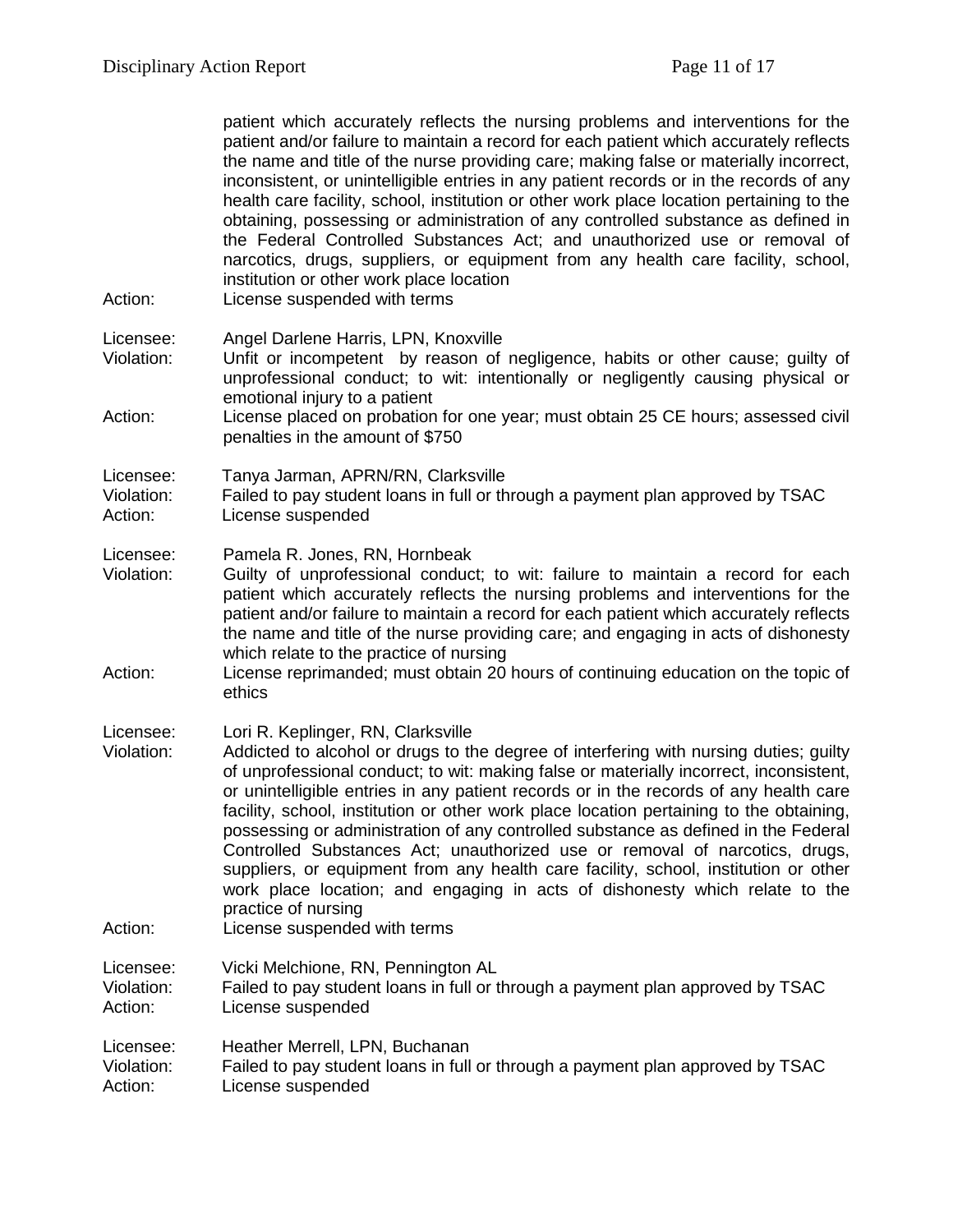patient which accurately reflects the nursing problems and interventions for the patient and/or failure to maintain a record for each patient which accurately reflects the name and title of the nurse providing care; making false or materially incorrect, inconsistent, or unintelligible entries in any patient records or in the records of any health care facility, school, institution or other work place location pertaining to the obtaining, possessing or administration of any controlled substance as defined in the Federal Controlled Substances Act; and unauthorized use or removal of narcotics, drugs, suppliers, or equipment from any health care facility, school, institution or other work place location

Action: License suspended with terms

Licensee: Angel Darlene Harris, LPN, Knoxville
Violation: Unfit or incompetent by reason of negligence, habits or other cause; guilty of unprofessional conduct; to wit: intentionally or negligently causing physical or emotional injury to a patient
Action: License placed on probation for one year; must obtain 25 CE hours; assessed civil penalties in the amount of $750

Licensee: Tanya Jarman, APRN/RN, Clarksville
Violation: Failed to pay student loans in full or through a payment plan approved by TSAC
Action: License suspended

Licensee: Pamela R. Jones, RN, Hornbeak
Violation: Guilty of unprofessional conduct; to wit: failure to maintain a record for each patient which accurately reflects the nursing problems and interventions for the patient and/or failure to maintain a record for each patient which accurately reflects the name and title of the nurse providing care; and engaging in acts of dishonesty which relate to the practice of nursing
Action: License reprimanded; must obtain 20 hours of continuing education on the topic of ethics

Licensee: Lori R. Keplinger, RN, Clarksville
Violation: Addicted to alcohol or drugs to the degree of interfering with nursing duties; guilty of unprofessional conduct; to wit: making false or materially incorrect, inconsistent, or unintelligible entries in any patient records or in the records of any health care facility, school, institution or other work place location pertaining to the obtaining, possessing or administration of any controlled substance as defined in the Federal Controlled Substances Act; unauthorized use or removal of narcotics, drugs, suppliers, or equipment from any health care facility, school, institution or other work place location; and engaging in acts of dishonesty which relate to the practice of nursing
Action: License suspended with terms

Licensee: Vicki Melchione, RN, Pennington AL
Violation: Failed to pay student loans in full or through a payment plan approved by TSAC
Action: License suspended

Licensee: Heather Merrell, LPN, Buchanan
Violation: Failed to pay student loans in full or through a payment plan approved by TSAC
Action: License suspended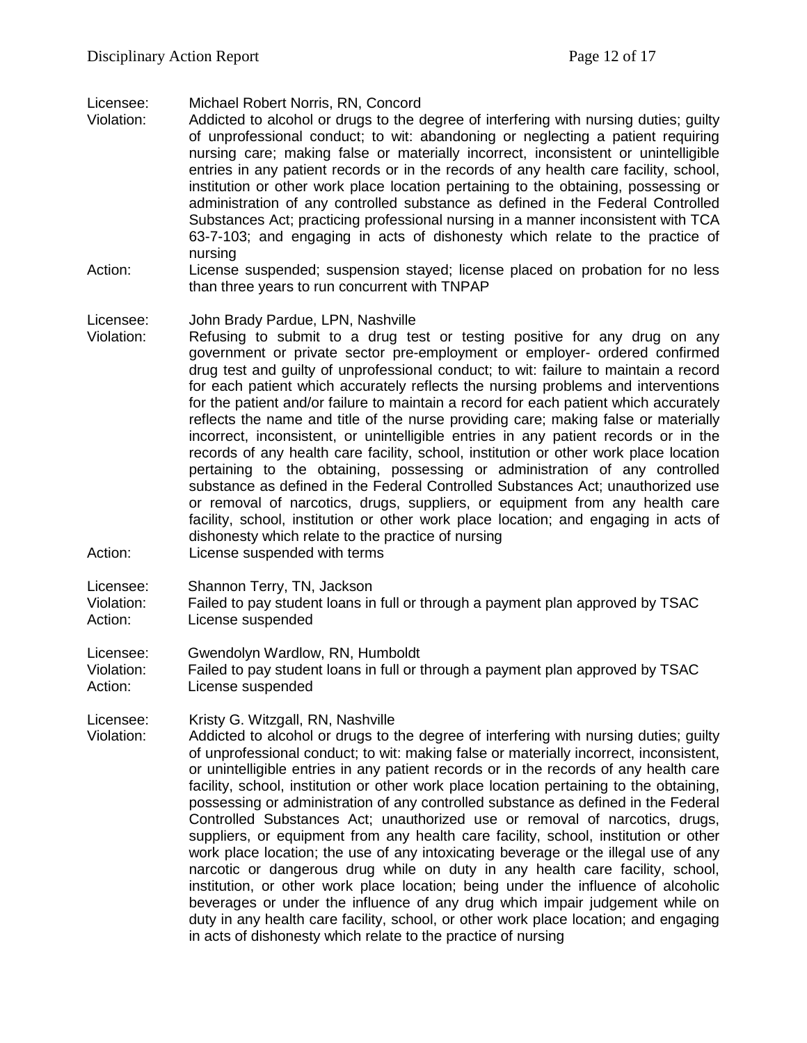Licensee: Michael Robert Norris, RN, Concord
Violation: Addicted to alcohol or drugs to the degree of interfering with nursing duties; guilty of unprofessional conduct; to wit: abandoning or neglecting a patient requiring nursing care; making false or materially incorrect, inconsistent or unintelligible entries in any patient records or in the records of any health care facility, school, institution or other work place location pertaining to the obtaining, possessing or administration of any controlled substance as defined in the Federal Controlled Substances Act; practicing professional nursing in a manner inconsistent with TCA 63-7-103; and engaging in acts of dishonesty which relate to the practice of nursing
Action: License suspended; suspension stayed; license placed on probation for no less than three years to run concurrent with TNPAP

Licensee: John Brady Pardue, LPN, Nashville
Violation: Refusing to submit to a drug test or testing positive for any drug on any government or private sector pre-employment or employer- ordered confirmed drug test and guilty of unprofessional conduct; to wit: failure to maintain a record for each patient which accurately reflects the nursing problems and interventions for the patient and/or failure to maintain a record for each patient which accurately reflects the name and title of the nurse providing care; making false or materially incorrect, inconsistent, or unintelligible entries in any patient records or in the records of any health care facility, school, institution or other work place location pertaining to the obtaining, possessing or administration of any controlled substance as defined in the Federal Controlled Substances Act; unauthorized use or removal of narcotics, drugs, suppliers, or equipment from any health care facility, school, institution or other work place location; and engaging in acts of dishonesty which relate to the practice of nursing
Action: License suspended with terms

Licensee: Shannon Terry, TN, Jackson
Violation: Failed to pay student loans in full or through a payment plan approved by TSAC
Action: License suspended

Licensee: Gwendolyn Wardlow, RN, Humboldt
Violation: Failed to pay student loans in full or through a payment plan approved by TSAC
Action: License suspended

Licensee: Kristy G. Witzgall, RN, Nashville
Violation: Addicted to alcohol or drugs to the degree of interfering with nursing duties; guilty of unprofessional conduct; to wit: making false or materially incorrect, inconsistent, or unintelligible entries in any patient records or in the records of any health care facility, school, institution or other work place location pertaining to the obtaining, possessing or administration of any controlled substance as defined in the Federal Controlled Substances Act; unauthorized use or removal of narcotics, drugs, suppliers, or equipment from any health care facility, school, institution or other work place location; the use of any intoxicating beverage or the illegal use of any narcotic or dangerous drug while on duty in any health care facility, school, institution, or other work place location; being under the influence of alcoholic beverages or under the influence of any drug which impair judgement while on duty in any health care facility, school, or other work place location; and engaging in acts of dishonesty which relate to the practice of nursing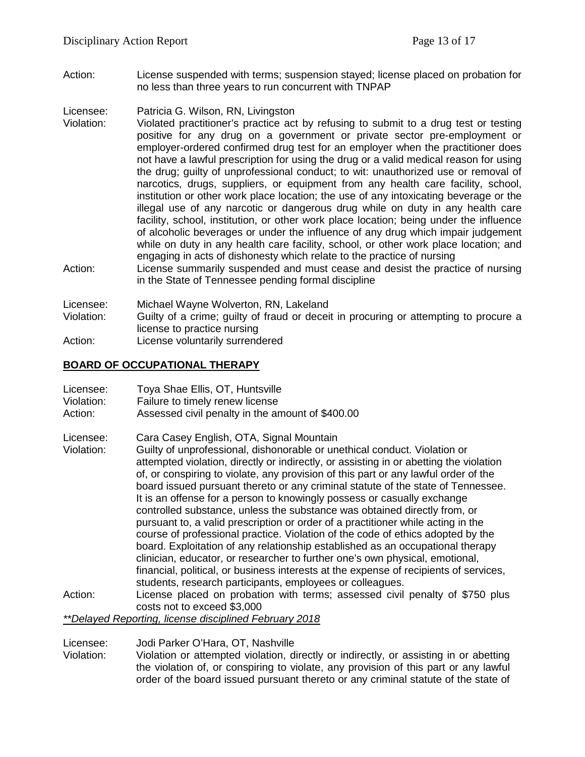Action: License suspended with terms; suspension stayed; license placed on probation for no less than three years to run concurrent with TNPAP

Licensee: Patricia G. Wilson, RN, Livingston
Violation: Violated practitioner's practice act by refusing to submit to a drug test or testing positive for any drug on a government or private sector pre-employment or employer-ordered confirmed drug test for an employer when the practitioner does not have a lawful prescription for using the drug or a valid medical reason for using the drug; guilty of unprofessional conduct; to wit: unauthorized use or removal of narcotics, drugs, suppliers, or equipment from any health care facility, school, institution or other work place location; the use of any intoxicating beverage or the illegal use of any narcotic or dangerous drug while on duty in any health care facility, school, institution, or other work place location; being under the influence of alcoholic beverages or under the influence of any drug which impair judgement while on duty in any health care facility, school, or other work place location; and engaging in acts of dishonesty which relate to the practice of nursing
Action: License summarily suspended and must cease and desist the practice of nursing in the State of Tennessee pending formal discipline

Licensee: Michael Wayne Wolverton, RN, Lakeland
Violation: Guilty of a crime; guilty of fraud or deceit in procuring or attempting to procure a license to practice nursing
Action: License voluntarily surrendered

## BOARD OF OCCUPATIONAL THERAPY

Licensee: Toya Shae Ellis, OT, Huntsville
Violation: Failure to timely renew license
Action: Assessed civil penalty in the amount of $400.00

Licensee: Cara Casey English, OTA, Signal Mountain
Violation: Guilty of unprofessional, dishonorable or unethical conduct. Violation or attempted violation, directly or indirectly, or assisting in or abetting the violation of, or conspiring to violate, any provision of this part or any lawful order of the board issued pursuant thereto or any criminal statute of the state of Tennessee. It is an offense for a person to knowingly possess or casually exchange controlled substance, unless the substance was obtained directly from, or pursuant to, a valid prescription or order of a practitioner while acting in the course of professional practice. Violation of the code of ethics adopted by the board. Exploitation of any relationship established as an occupational therapy clinician, educator, or researcher to further one's own physical, emotional, financial, political, or business interests at the expense of recipients of services, students, research participants, employees or colleagues.
Action: License placed on probation with terms; assessed civil penalty of $750 plus costs not to exceed $3,000

*\*\*Delayed Reporting, license disciplined February 2018*

Licensee: Jodi Parker O'Hara, OT, Nashville
Violation: Violation or attempted violation, directly or indirectly, or assisting in or abetting the violation of, or conspiring to violate, any provision of this part or any lawful order of the board issued pursuant thereto or any criminal statute of the state of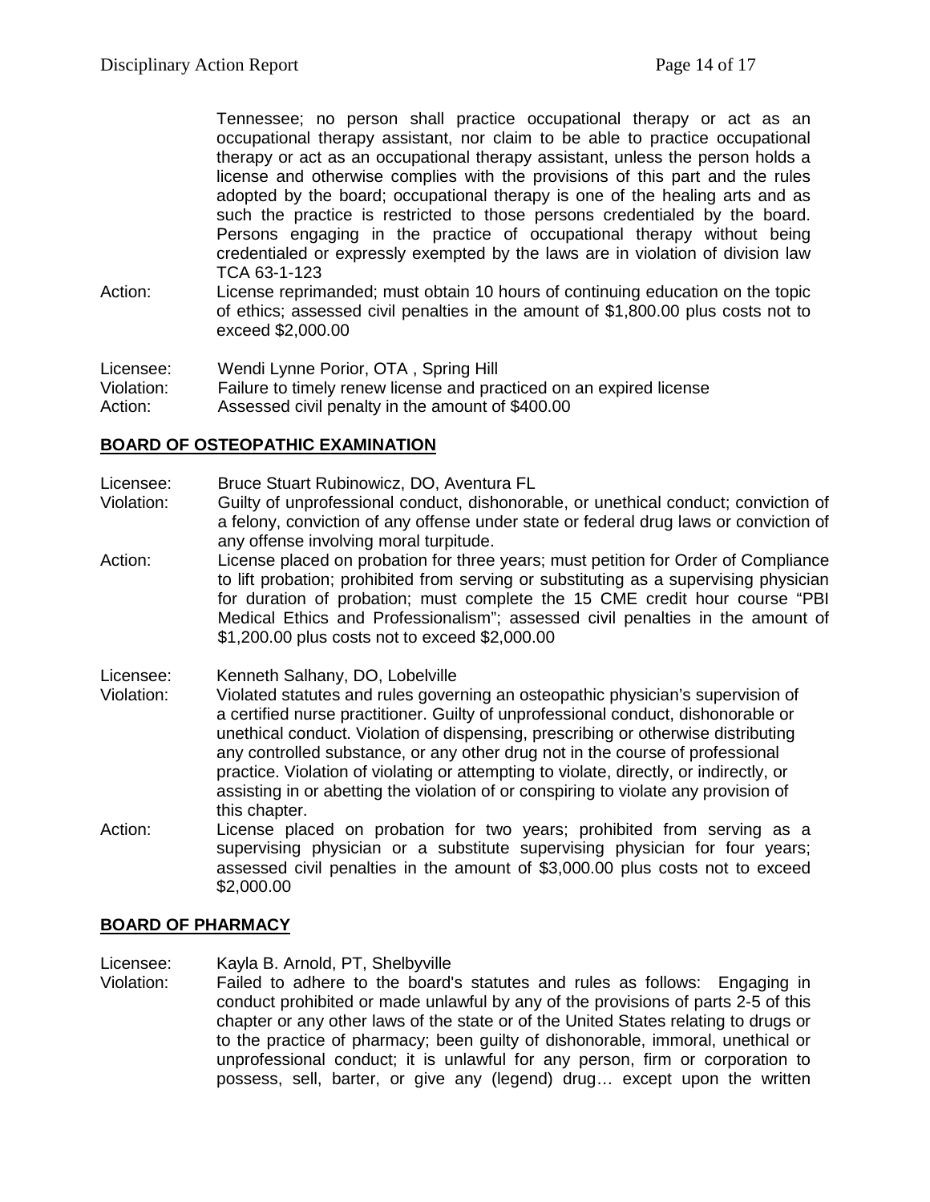Tennessee; no person shall practice occupational therapy or act as an occupational therapy assistant, nor claim to be able to practice occupational therapy or act as an occupational therapy assistant, unless the person holds a license and otherwise complies with the provisions of this part and the rules adopted by the board; occupational therapy is one of the healing arts and as such the practice is restricted to those persons credentialed by the board. Persons engaging in the practice of occupational therapy without being credentialed or expressly exempted by the laws are in violation of division law TCA 63-1-123

Action: License reprimanded; must obtain 10 hours of continuing education on the topic of ethics; assessed civil penalties in the amount of $1,800.00 plus costs not to exceed $2,000.00

Licensee: Wendi Lynne Porior, OTA , Spring Hill
Violation: Failure to timely renew license and practiced on an expired license
Action: Assessed civil penalty in the amount of $400.00

## BOARD OF OSTEOPATHIC EXAMINATION

Licensee: Bruce Stuart Rubinowicz, DO, Aventura FL
Violation: Guilty of unprofessional conduct, dishonorable, or unethical conduct; conviction of a felony, conviction of any offense under state or federal drug laws or conviction of any offense involving moral turpitude.
Action: License placed on probation for three years; must petition for Order of Compliance to lift probation; prohibited from serving or substituting as a supervising physician for duration of probation; must complete the 15 CME credit hour course "PBI Medical Ethics and Professionalism"; assessed civil penalties in the amount of $1,200.00 plus costs not to exceed $2,000.00

Licensee: Kenneth Salhany, DO, Lobelville
Violation: Violated statutes and rules governing an osteopathic physician's supervision of a certified nurse practitioner. Guilty of unprofessional conduct, dishonorable or unethical conduct. Violation of dispensing, prescribing or otherwise distributing any controlled substance, or any other drug not in the course of professional practice. Violation of violating or attempting to violate, directly, or indirectly, or assisting in or abetting the violation of or conspiring to violate any provision of this chapter.
Action: License placed on probation for two years; prohibited from serving as a supervising physician or a substitute supervising physician for four years; assessed civil penalties in the amount of $3,000.00 plus costs not to exceed $2,000.00

## BOARD OF PHARMACY

Licensee: Kayla B. Arnold, PT, Shelbyville
Violation: Failed to adhere to the board's statutes and rules as follows: Engaging in conduct prohibited or made unlawful by any of the provisions of parts 2-5 of this chapter or any other laws of the state or of the United States relating to drugs or to the practice of pharmacy; been guilty of dishonorable, immoral, unethical or unprofessional conduct; it is unlawful for any person, firm or corporation to possess, sell, barter, or give any (legend) drug… except upon the written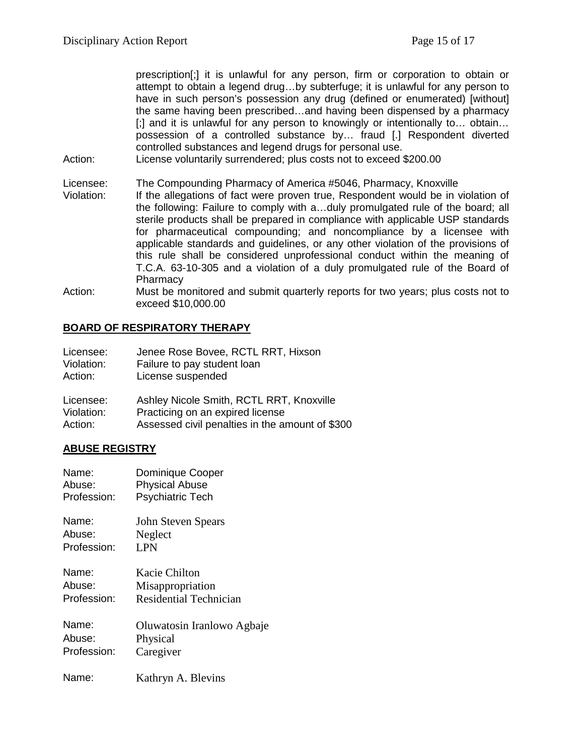prescription[;] it is unlawful for any person, firm or corporation to obtain or attempt to obtain a legend drug…by subterfuge; it is unlawful for any person to have in such person's possession any drug (defined or enumerated) [without] the same having been prescribed…and having been dispensed by a pharmacy [;] and it is unlawful for any person to knowingly or intentionally to… obtain… possession of a controlled substance by… fraud [.] Respondent diverted controlled substances and legend drugs for personal use.

Action: License voluntarily surrendered; plus costs not to exceed $200.00

Licensee: The Compounding Pharmacy of America #5046, Pharmacy, Knoxville
Violation: If the allegations of fact were proven true, Respondent would be in violation of the following: Failure to comply with a…duly promulgated rule of the board; all sterile products shall be prepared in compliance with applicable USP standards for pharmaceutical compounding; and noncompliance by a licensee with applicable standards and guidelines, or any other violation of the provisions of this rule shall be considered unprofessional conduct within the meaning of T.C.A. 63-10-305 and a violation of a duly promulgated rule of the Board of Pharmacy
Action: Must be monitored and submit quarterly reports for two years; plus costs not to exceed $10,000.00

## BOARD OF RESPIRATORY THERAPY

Licensee: Jenee Rose Bovee, RCTL RRT, Hixson
Violation: Failure to pay student loan
Action: License suspended

Licensee: Ashley Nicole Smith, RCTL RRT, Knoxville
Violation: Practicing on an expired license
Action: Assessed civil penalties in the amount of $300

## ABUSE REGISTRY

Name: Dominique Cooper
Abuse: Physical Abuse
Profession: Psychiatric Tech

Name: John Steven Spears
Abuse: Neglect
Profession: LPN

Name: Kacie Chilton
Abuse: Misappropriation
Profession: Residential Technician

Name: Oluwatosin Iranlowo Agbaje
Abuse: Physical
Profession: Caregiver

Name: Kathryn A. Blevins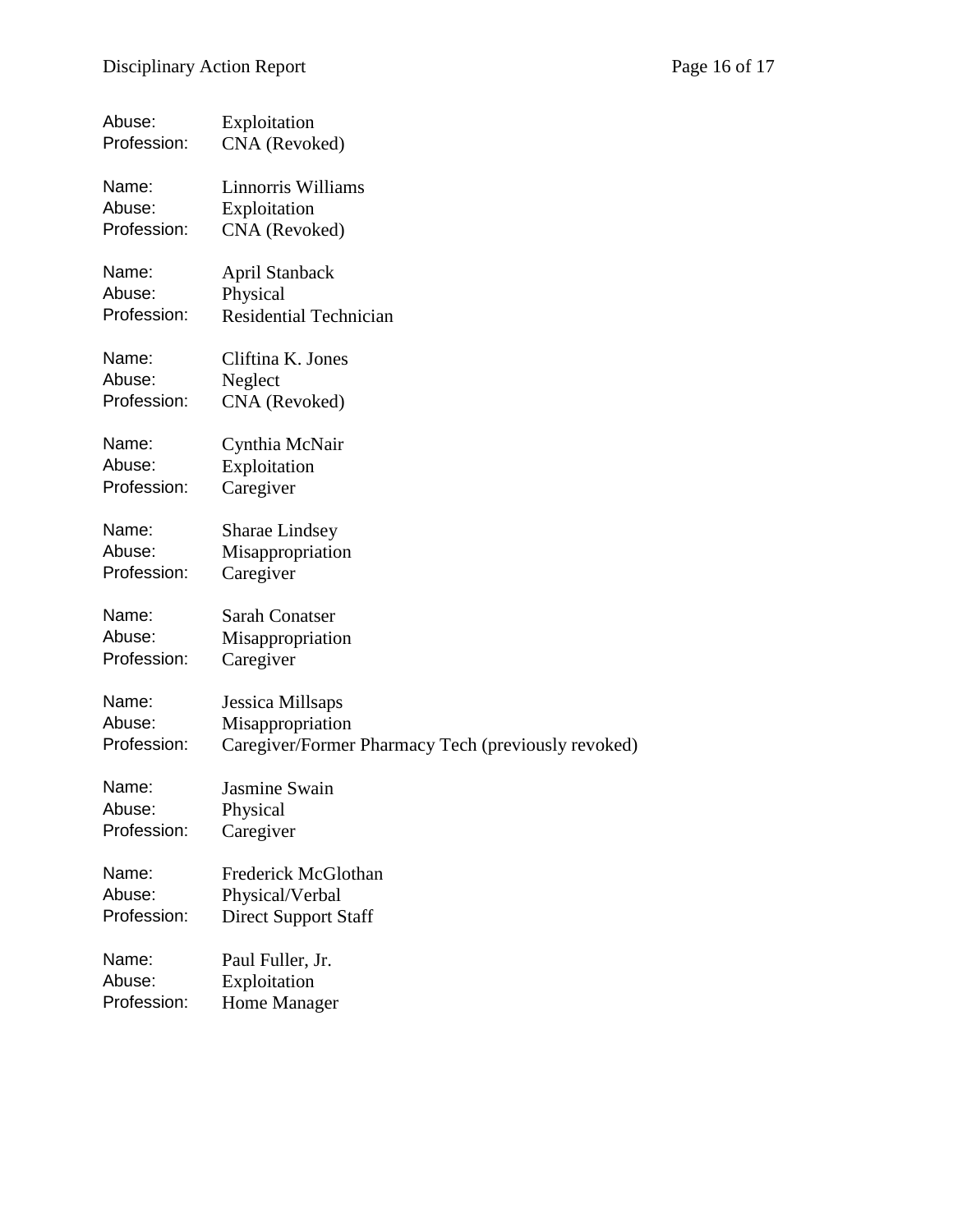Abuse: Exploitation
Profession: CNA (Revoked)

Name: Linnorris Williams
Abuse: Exploitation
Profession: CNA (Revoked)

Name: April Stanback
Abuse: Physical
Profession: Residential Technician

Name: Cliftina K. Jones
Abuse: Neglect
Profession: CNA (Revoked)

Name: Cynthia McNair
Abuse: Exploitation
Profession: Caregiver

Name: Sharae Lindsey
Abuse: Misappropriation
Profession: Caregiver

Name: Sarah Conatser
Abuse: Misappropriation
Profession: Caregiver

Name: Jessica Millsaps
Abuse: Misappropriation
Profession: Caregiver/Former Pharmacy Tech (previously revoked)

Name: Jasmine Swain
Abuse: Physical
Profession: Caregiver

Name: Frederick McGlothan
Abuse: Physical/Verbal
Profession: Direct Support Staff

Name: Paul Fuller, Jr.
Abuse: Exploitation
Profession: Home Manager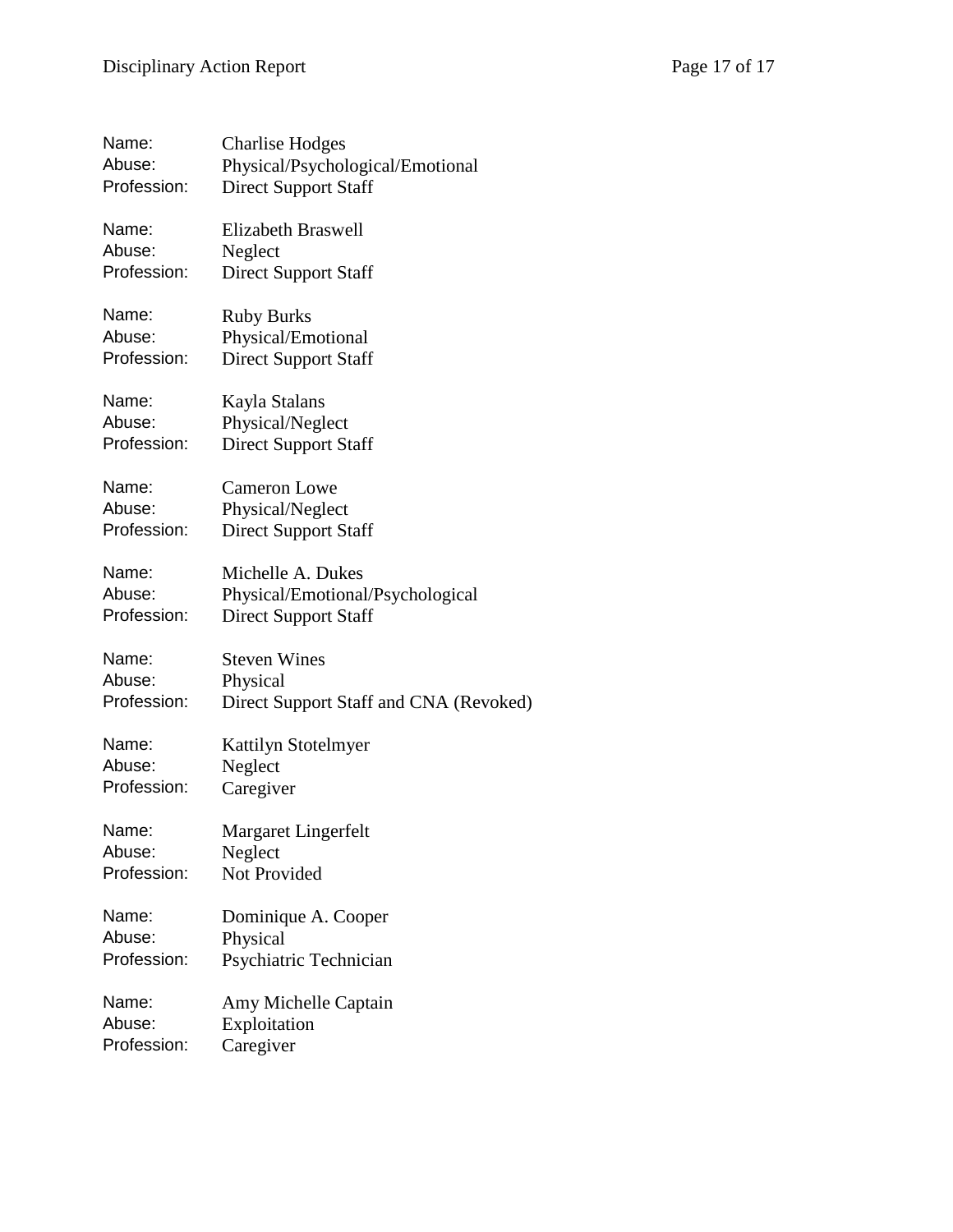Name: Charlise Hodges
Abuse: Physical/Psychological/Emotional
Profession: Direct Support Staff

Name: Elizabeth Braswell
Abuse: Neglect
Profession: Direct Support Staff

Name: Ruby Burks
Abuse: Physical/Emotional
Profession: Direct Support Staff

Name: Kayla Stalans
Abuse: Physical/Neglect
Profession: Direct Support Staff

Name: Cameron Lowe
Abuse: Physical/Neglect
Profession: Direct Support Staff

Name: Michelle A. Dukes
Abuse: Physical/Emotional/Psychological
Profession: Direct Support Staff

Name: Steven Wines
Abuse: Physical
Profession: Direct Support Staff and CNA (Revoked)

Name: Kattilyn Stotelmyer
Abuse: Neglect
Profession: Caregiver

Name: Margaret Lingerfelt
Abuse: Neglect
Profession: Not Provided

Name: Dominique A. Cooper
Abuse: Physical
Profession: Psychiatric Technician

Name: Amy Michelle Captain
Abuse: Exploitation
Profession: Caregiver